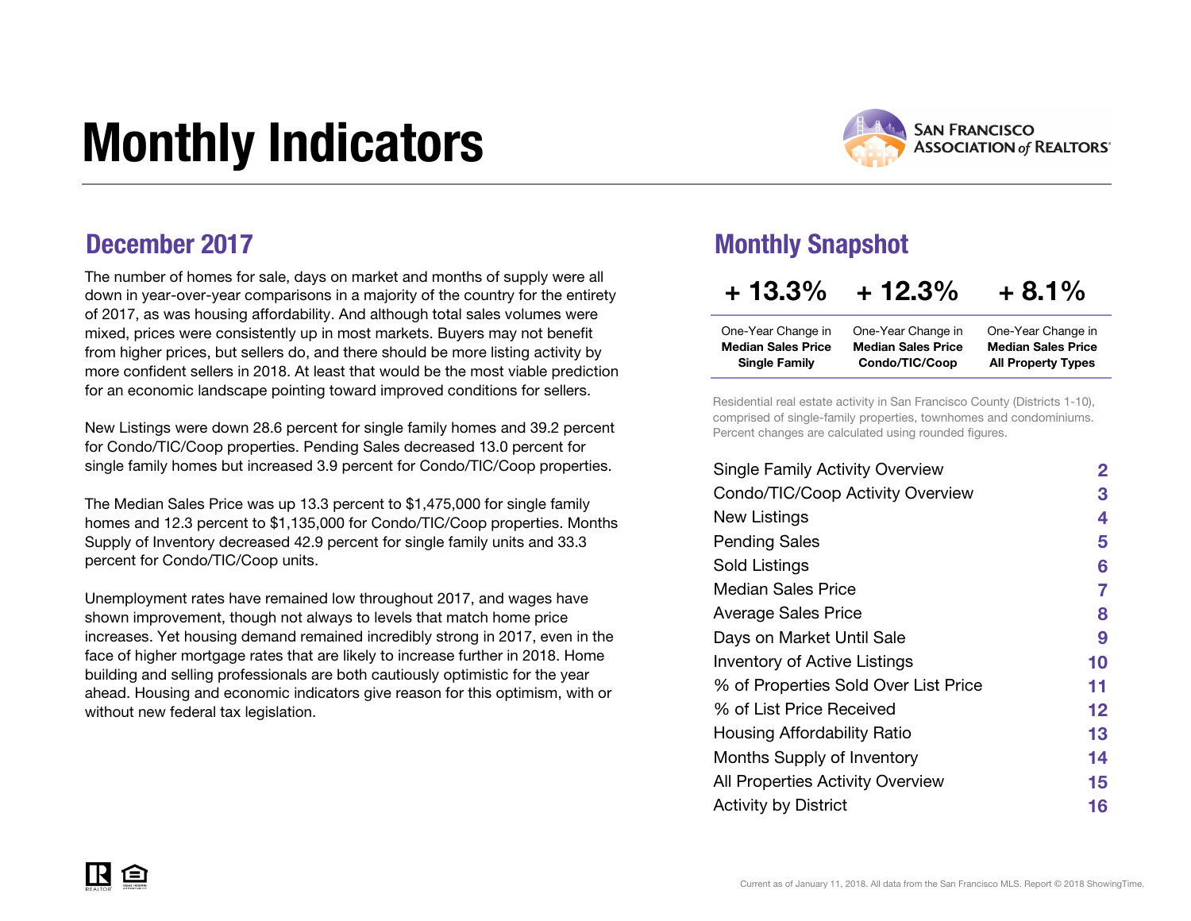# Monthly Indicators

SAN FRANCISCO ASSOCIATION of REALTORS®

## December 2017

The number of homes for sale, days on market and months of supply were all down in year-over-year comparisons in a majority of the country for the entirety of 2017, as was housing affordability. And although total sales volumes were mixed, prices were consistently up in most markets. Buyers may not benefit from higher prices, but sellers do, and there should be more listing activity by more confident sellers in 2018. At least that would be the most viable prediction for an economic landscape pointing toward improved conditions for sellers.

New Listings were down 28.6 percent for single family homes and 39.2 percent for Condo/TIC/Coop properties. Pending Sales decreased 13.0 percent for single family homes but increased 3.9 percent for Condo/TIC/Coop properties.

The Median Sales Price was up 13.3 percent to $1,475,000 for single family homes and 12.3 percent to $1,135,000 for Condo/TIC/Coop properties. Months Supply of Inventory decreased 42.9 percent for single family units and 33.3 percent for Condo/TIC/Coop units.

Unemployment rates have remained low throughout 2017, and wages have shown improvement, though not always to levels that match home price increases. Yet housing demand remained incredibly strong in 2017, even in the face of higher mortgage rates that are likely to increase further in 2018. Home building and selling professionals are both cautiously optimistic for the year ahead. Housing and economic indicators give reason for this optimism, with or without new federal tax legislation.

## Monthly Snapshot

| + 13.3% | + 12.3% | + 8.1% |
|---|---|---|
| One-Year Change in **Median Sales Price Single Family** | One-Year Change in **Median Sales Price Condo/TIC/Coop** | One-Year Change in **Median Sales Price All Property Types** |

Residential real estate activity in San Francisco County (Districts 1-10), comprised of single-family properties, townhomes and condominiums. Percent changes are calculated using rounded figures.

| | |
|---|---|
| Single Family Activity Overview | 2 |
| Condo/TIC/Coop Activity Overview | 3 |
| New Listings | 4 |
| Pending Sales | 5 |
| Sold Listings | 6 |
| Median Sales Price | 7 |
| Average Sales Price | 8 |
| Days on Market Until Sale | 9 |
| Inventory of Active Listings | 10 |
| % of Properties Sold Over List Price | 11 |
| % of List Price Received | 12 |
| Housing Affordability Ratio | 13 |
| Months Supply of Inventory | 14 |
| All Properties Activity Overview | 15 |
| Activity by District | 16 |

Current as of January 11, 2018. All data from the San Francisco MLS. Report © 2018 ShowingTime.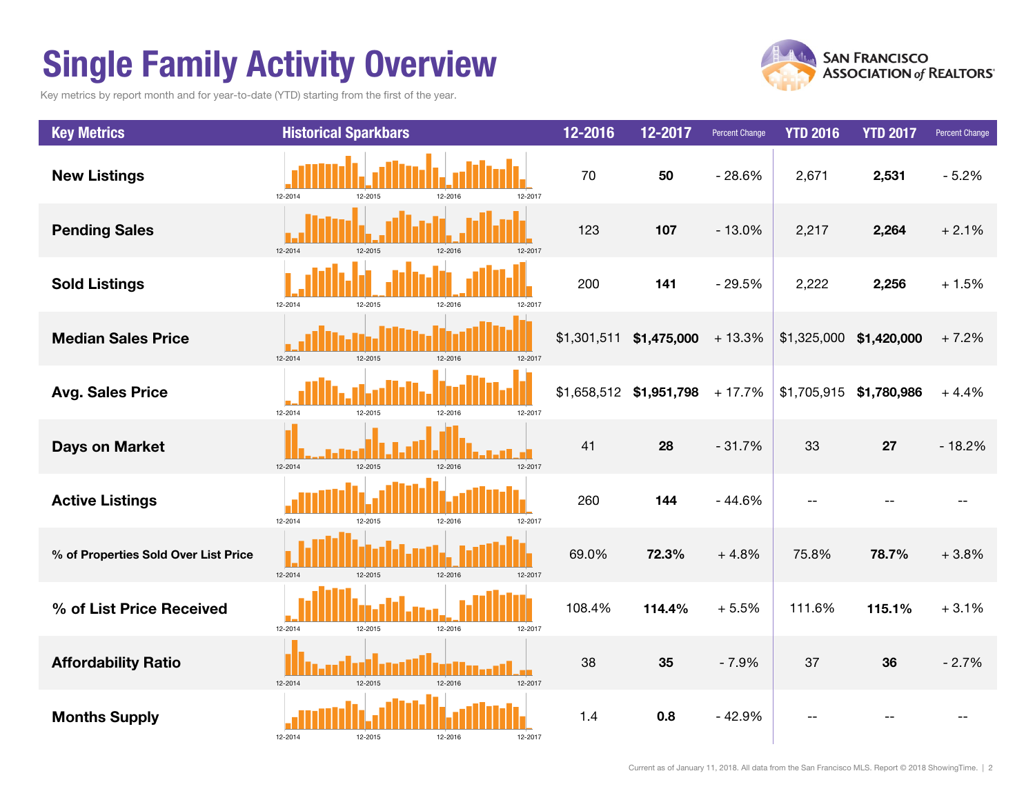# Single Family Activity Overview

Key metrics by report month and for year-to-date (YTD) starting from the first of the year.

| Key Metrics | Historical Sparkbars | 12-2016 | 12-2017 | Percent Change | YTD 2016 | YTD 2017 | Percent Change |
|---|---|---|---|---|---|---|---|
| New Listings | 12-2014 12-2015 12-2016 12-2017 | 70 | **50** | - 28.6% | 2,671 | **2,531** | - 5.2% |
| Pending Sales | 12-2014 12-2015 12-2016 12-2017 | 123 | **107** | - 13.0% | 2,217 | **2,264** | + 2.1% |
| Sold Listings | 12-2014 12-2015 12-2016 12-2017 | 200 | **141** | - 29.5% | 2,222 | **2,256** | + 1.5% |
| Median Sales Price | 12-2014 12-2015 12-2016 12-2017 | $1,301,511 | **$1,475,000** | + 13.3% | $1,325,000 | **$1,420,000** | + 7.2% |
| Avg. Sales Price | 12-2014 12-2015 12-2016 12-2017 | $1,658,512 | **$1,951,798** | + 17.7% | $1,705,915 | **$1,780,986** | + 4.4% |
| Days on Market | 12-2014 12-2015 12-2016 12-2017 | 41 | **28** | - 31.7% | 33 | **27** | - 18.2% |
| Active Listings | 12-2014 12-2015 12-2016 12-2017 | 260 | **144** | - 44.6% | -- | -- | -- |
| % of Properties Sold Over List Price | 12-2014 12-2015 12-2016 12-2017 | 69.0% | **72.3%** | + 4.8% | 75.8% | **78.7%** | + 3.8% |
| % of List Price Received | 12-2014 12-2015 12-2016 12-2017 | 108.4% | **114.4%** | + 5.5% | 111.6% | **115.1%** | + 3.1% |
| Affordability Ratio | 12-2014 12-2015 12-2016 12-2017 | 38 | **35** | - 7.9% | 37 | **36** | - 2.7% |
| Months Supply | 12-2014 12-2015 12-2016 12-2017 | 1.4 | **0.8** | - 42.9% | -- | -- | -- |

Current as of January 11, 2018. All data from the San Francisco MLS. Report © 2018 ShowingTime.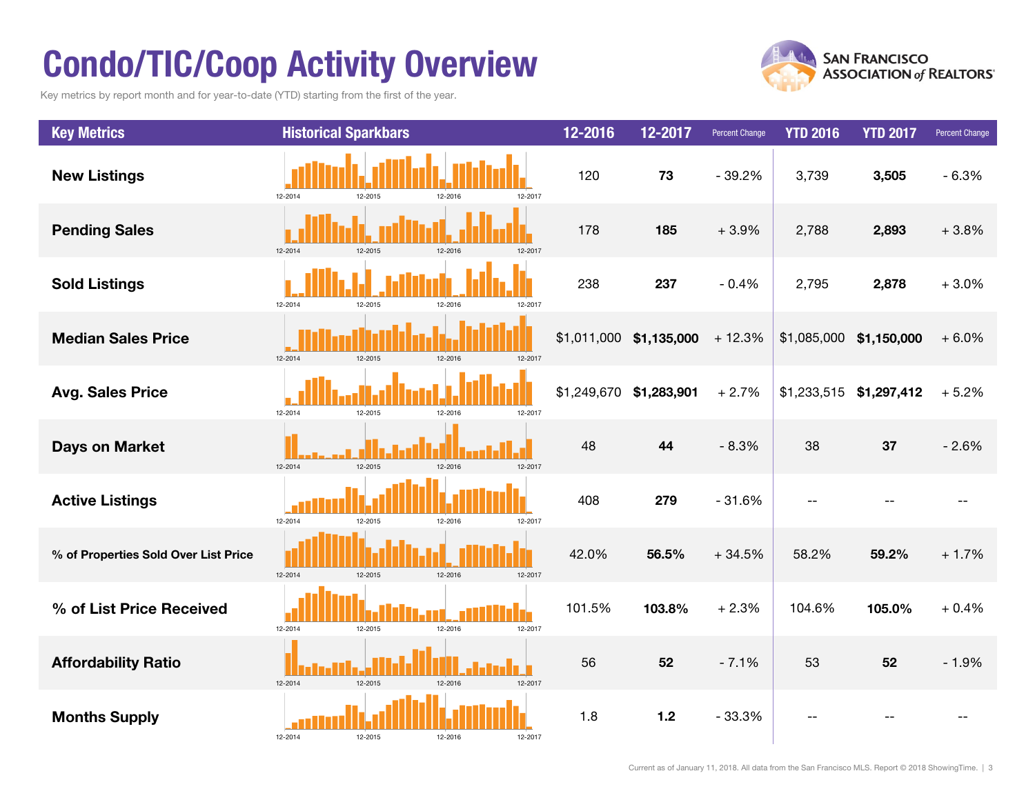# Condo/TIC/Coop Activity Overview

Key metrics by report month and for year-to-date (YTD) starting from the first of the year.

| Key Metrics | Historical Sparkbars | 12-2016 | 12-2017 | Percent Change | YTD 2016 | YTD 2017 | Percent Change |
|---|---|---|---|---|---|---|---|
| **New Listings** | 12-2014 12-2015 12-2016 12-2017 | 120 | **73** | - 39.2% | 3,739 | **3,505** | - 6.3% |
| **Pending Sales** | 12-2014 12-2015 12-2016 12-2017 | 178 | **185** | + 3.9% | 2,788 | **2,893** | + 3.8% |
| **Sold Listings** | 12-2014 12-2015 12-2016 12-2017 | 238 | **237** | - 0.4% | 2,795 | **2,878** | + 3.0% |
| **Median Sales Price** | 12-2014 12-2015 12-2016 12-2017 | $1,011,000 | **$1,135,000** | + 12.3% | $1,085,000 | **$1,150,000** | + 6.0% |
| **Avg. Sales Price** | 12-2014 12-2015 12-2016 12-2017 | $1,249,670 | **$1,283,901** | + 2.7% | $1,233,515 | **$1,297,412** | + 5.2% |
| **Days on Market** | 12-2014 12-2015 12-2016 12-2017 | 48 | **44** | - 8.3% | 38 | **37** | - 2.6% |
| **Active Listings** | 12-2014 12-2015 12-2016 12-2017 | 408 | **279** | - 31.6% | -- | -- | -- |
| **% of Properties Sold Over List Price** | 12-2014 12-2015 12-2016 12-2017 | 42.0% | **56.5%** | + 34.5% | 58.2% | **59.2%** | + 1.7% |
| **% of List Price Received** | 12-2014 12-2015 12-2016 12-2017 | 101.5% | **103.8%** | + 2.3% | 104.6% | **105.0%** | + 0.4% |
| **Affordability Ratio** | 12-2014 12-2015 12-2016 12-2017 | 56 | **52** | - 7.1% | 53 | **52** | - 1.9% |
| **Months Supply** | 12-2014 12-2015 12-2016 12-2017 | 1.8 | **1.2** | - 33.3% | -- | -- | -- |

Current as of January 11, 2018. All data from the San Francisco MLS. Report © 2018 ShowingTime.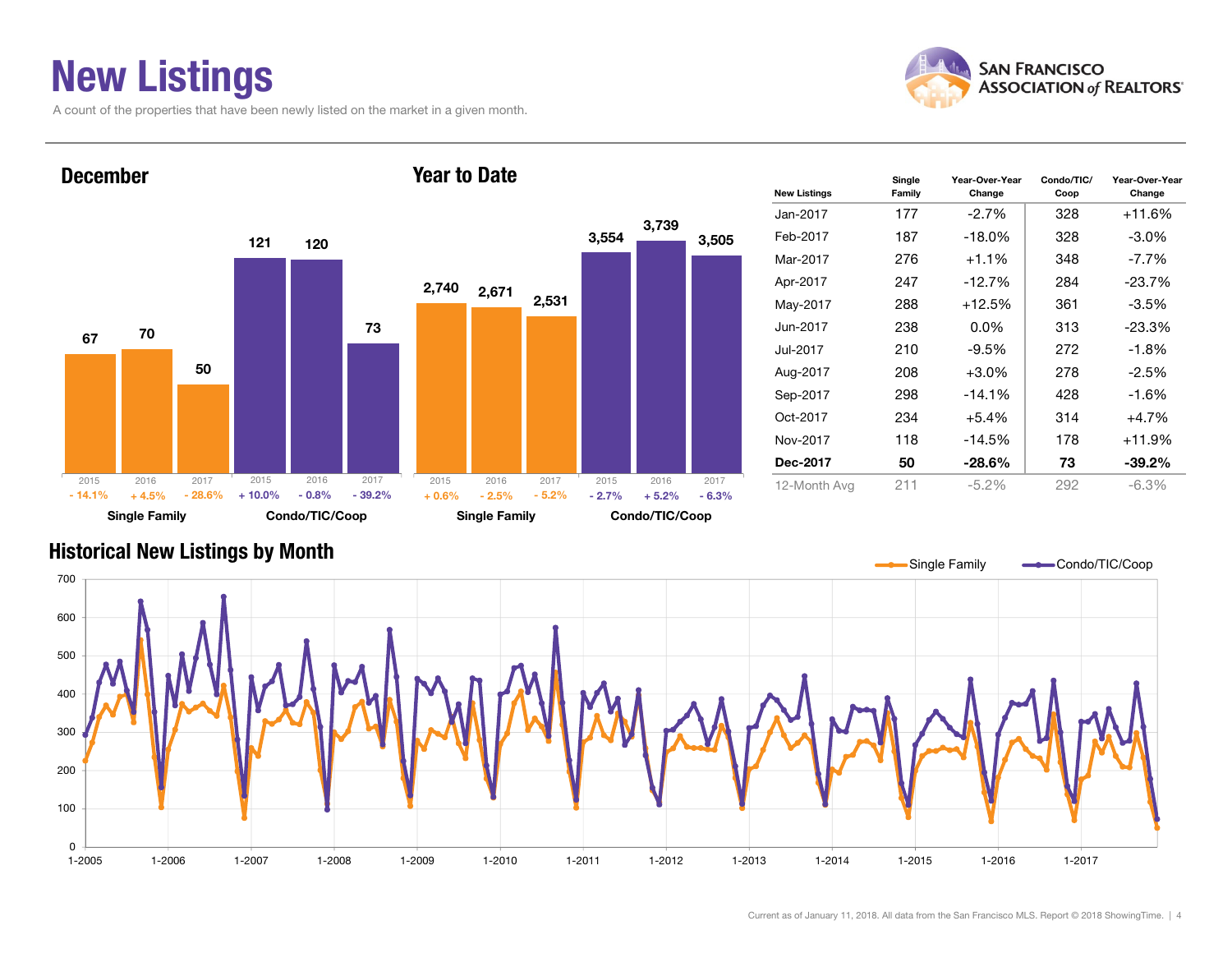# New Listings

A count of the properties that have been newly listed on the market in a given month.

SAN FRANCISCO ASSOCIATION of REALTORS®

## December

67 70 50 121 120 73

2015 2016 2017 2015 2016 2017

- 14.1% + 4.5% - 28.6% + 10.0% - 0.8% - 39.2%

Single Family Condo/TIC/Coop

## Year to Date

2,740 2,671 2,531 3,554 3,739 3,505

2015 2016 2017 2015 2016 2017

+ 0.6% - 2.5% - 5.2% - 2.7% + 5.2% - 6.3%

Single Family Condo/TIC/Coop

| New Listings | Single Family | Year-Over-Year Change | Condo/TIC/ Coop | Year-Over-Year Change |
|---|---|---|---|---|
| Jan-2017 | 177 | -2.7% | 328 | +11.6% |
| Feb-2017 | 187 | -18.0% | 328 | -3.0% |
| Mar-2017 | 276 | +1.1% | 348 | -7.7% |
| Apr-2017 | 247 | -12.7% | 284 | -23.7% |
| May-2017 | 288 | +12.5% | 361 | -3.5% |
| Jun-2017 | 238 | 0.0% | 313 | -23.3% |
| Jul-2017 | 210 | -9.5% | 272 | -1.8% |
| Aug-2017 | 208 | +3.0% | 278 | -2.5% |
| Sep-2017 | 298 | -14.1% | 428 | -1.6% |
| Oct-2017 | 234 | +5.4% | 314 | +4.7% |
| Nov-2017 | 118 | -14.5% | 178 | +11.9% |
| **Dec-2017** | **50** | **-28.6%** | **73** | **-39.2%** |
| 12-Month Avg | 211 | -5.2% | 292 | -6.3% |

## Historical New Listings by Month

Single Family — Condo/TIC/Coop

0 100 200 300 400 500 600 700

1-2005 1-2006 1-2007 1-2008 1-2009 1-2010 1-2011 1-2012 1-2013 1-2014 1-2015 1-2016 1-2017

Current as of January 11, 2018. All data from the San Francisco MLS. Report © 2018 ShowingTime.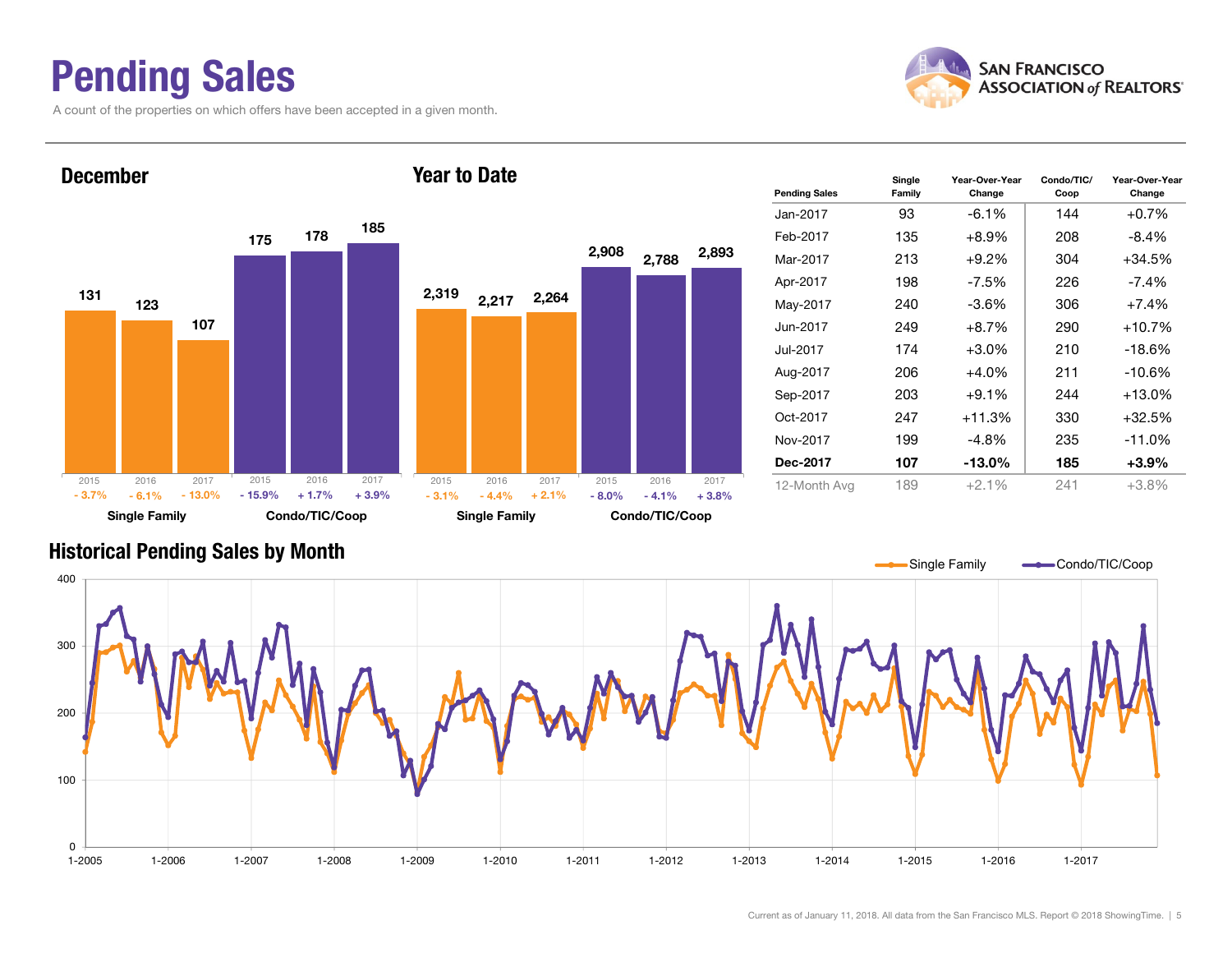# Pending Sales

A count of the properties on which offers have been accepted in a given month.

SAN FRANCISCO ASSOCIATION of REALTORS®

## December

131
123
107
175
178
185

2015 2016 2017 2015 2016 2017

- 3.7% - 6.1% - 13.0% - 15.9% + 1.7% + 3.9%

Single Family
Condo/TIC/Coop

## Year to Date

2,319
2,217
2,264
2,908
2,788
2,893

2015 2016 2017 2015 2016 2017

- 3.1% - 4.4% + 2.1% - 8.0% - 4.1% + 3.8%

Single Family
Condo/TIC/Coop

| Pending Sales | Single Family | Year-Over-Year Change | Condo/TIC/ Coop | Year-Over-Year Change |
|---|---|---|---|---|
| Jan-2017 | 93 | -6.1% | 144 | +0.7% |
| Feb-2017 | 135 | +8.9% | 208 | -8.4% |
| Mar-2017 | 213 | +9.2% | 304 | +34.5% |
| Apr-2017 | 198 | -7.5% | 226 | -7.4% |
| May-2017 | 240 | -3.6% | 306 | +7.4% |
| Jun-2017 | 249 | +8.7% | 290 | +10.7% |
| Jul-2017 | 174 | +3.0% | 210 | -18.6% |
| Aug-2017 | 206 | +4.0% | 211 | -10.6% |
| Sep-2017 | 203 | +9.1% | 244 | +13.0% |
| Oct-2017 | 247 | +11.3% | 330 | +32.5% |
| Nov-2017 | 199 | -4.8% | 235 | -11.0% |
| **Dec-2017** | **107** | **-13.0%** | **185** | **+3.9%** |
| 12-Month Avg | 189 | +2.1% | 241 | +3.8% |

## Historical Pending Sales by Month

Single Family
Condo/TIC/Coop

400
300
200
100
0

1-2005 1-2006 1-2007 1-2008 1-2009 1-2010 1-2011 1-2012 1-2013 1-2014 1-2015 1-2016 1-2017

Current as of January 11, 2018. All data from the San Francisco MLS. Report © 2018 ShowingTime.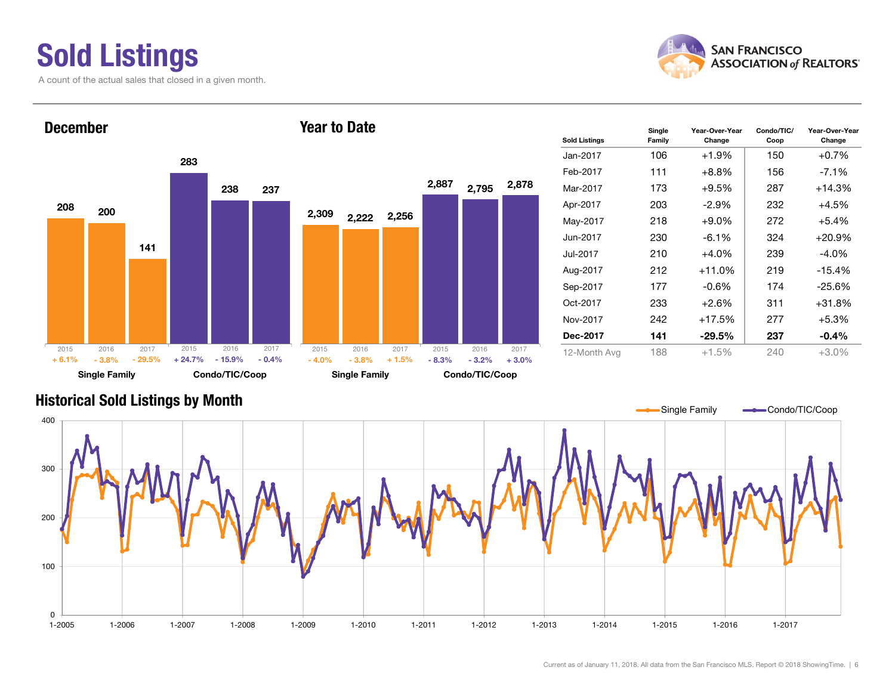# Sold Listings

A count of the actual sales that closed in a given month.

SAN FRANCISCO ASSOCIATION of REALTORS®

## December

208
200
141
283
238
237

2015 2016 2017 2015 2016 2017

+ 6.1% - 3.8% - 29.5% + 24.7% - 15.9% - 0.4%

Single Family
Condo/TIC/Coop

## Year to Date

2,309
2,222
2,256
2,887
2,795
2,878

2015 2016 2017 2015 2016 2017

- 4.0% - 3.8% + 1.5% - 8.3% - 3.2% + 3.0%

Single Family
Condo/TIC/Coop

| Sold Listings | Single Family | Year-Over-Year Change | Condo/TIC/ Coop | Year-Over-Year Change |
|---|---|---|---|---|
| Jan-2017 | 106 | +1.9% | 150 | +0.7% |
| Feb-2017 | 111 | +8.8% | 156 | -7.1% |
| Mar-2017 | 173 | +9.5% | 287 | +14.3% |
| Apr-2017 | 203 | -2.9% | 232 | +4.5% |
| May-2017 | 218 | +9.0% | 272 | +5.4% |
| Jun-2017 | 230 | -6.1% | 324 | +20.9% |
| Jul-2017 | 210 | +4.0% | 239 | -4.0% |
| Aug-2017 | 212 | +11.0% | 219 | -15.4% |
| Sep-2017 | 177 | -0.6% | 174 | -25.6% |
| Oct-2017 | 233 | +2.6% | 311 | +31.8% |
| Nov-2017 | 242 | +17.5% | 277 | +5.3% |
| **Dec-2017** | **141** | **-29.5%** | **237** | **-0.4%** |
| 12-Month Avg | 188 | +1.5% | 240 | +3.0% |

## Historical Sold Listings by Month

Single Family
Condo/TIC/Coop

400
300
200
100
0

1-2005 1-2006 1-2007 1-2008 1-2009 1-2010 1-2011 1-2012 1-2013 1-2014 1-2015 1-2016 1-2017

Current as of January 11, 2018. All data from the San Francisco MLS. Report © 2018 ShowingTime.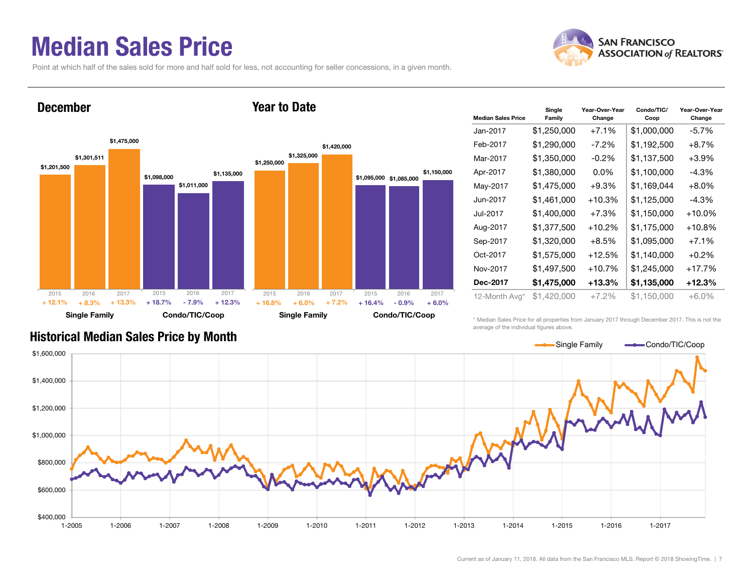# Median Sales Price

Point at which half of the sales sold for more and half sold for less, not accounting for seller concessions, in a given month.

## December

$1,201,500
$1,301,511
$1,475,000
$1,098,000
$1,011,000
$1,135,000

2015 2016 2017 2015 2016 2017

+ 12.1% + 8.3% + 13.3% + 18.7% - 7.9% + 12.3%

Single Family Condo/TIC/Coop

## Year to Date

$1,250,000
$1,325,000
$1,420,000
$1,095,000
$1,085,000
$1,150,000

2015 2016 2017 2015 2016 2017

+ 16.8% + 6.0% + 7.2% + 16.4% - 0.9% + 6.0%

Single Family Condo/TIC/Coop

| Median Sales Price | Single Family | Year-Over-Year Change | Condo/TIC/ Coop | Year-Over-Year Change |
|---|---|---|---|---|
| Jan-2017 | $1,250,000 | +7.1% | $1,000,000 | -5.7% |
| Feb-2017 | $1,290,000 | -7.2% | $1,192,500 | +8.7% |
| Mar-2017 | $1,350,000 | -0.2% | $1,137,500 | +3.9% |
| Apr-2017 | $1,380,000 | 0.0% | $1,100,000 | -4.3% |
| May-2017 | $1,475,000 | +9.3% | $1,169,044 | +8.0% |
| Jun-2017 | $1,461,000 | +10.3% | $1,125,000 | -4.3% |
| Jul-2017 | $1,400,000 | +7.3% | $1,150,000 | +10.0% |
| Aug-2017 | $1,377,500 | +10.2% | $1,175,000 | +10.8% |
| Sep-2017 | $1,320,000 | +8.5% | $1,095,000 | +7.1% |
| Oct-2017 | $1,575,000 | +12.5% | $1,140,000 | +0.2% |
| Nov-2017 | $1,497,500 | +10.7% | $1,245,000 | +17.7% |
| **Dec-2017** | **$1,475,000** | **+13.3%** | **$1,135,000** | **+12.3%** |
| 12-Month Avg* | $1,420,000 | +7.2% | $1,150,000 | +6.0% |

\* Median Sales Price for all properties from January 2017 through December 2017. This is not the average of the individual figures above.

## Historical Median Sales Price by Month

Single Family
Condo/TIC/Coop

$1,600,000
$1,400,000
$1,200,000
$1,000,000
$800,000
$600,000
$400,000

1-2005 1-2006 1-2007 1-2008 1-2009 1-2010 1-2011 1-2012 1-2013 1-2014 1-2015 1-2016 1-2017

Current as of January 11, 2018. All data from the San Francisco MLS. Report © 2018 ShowingTime.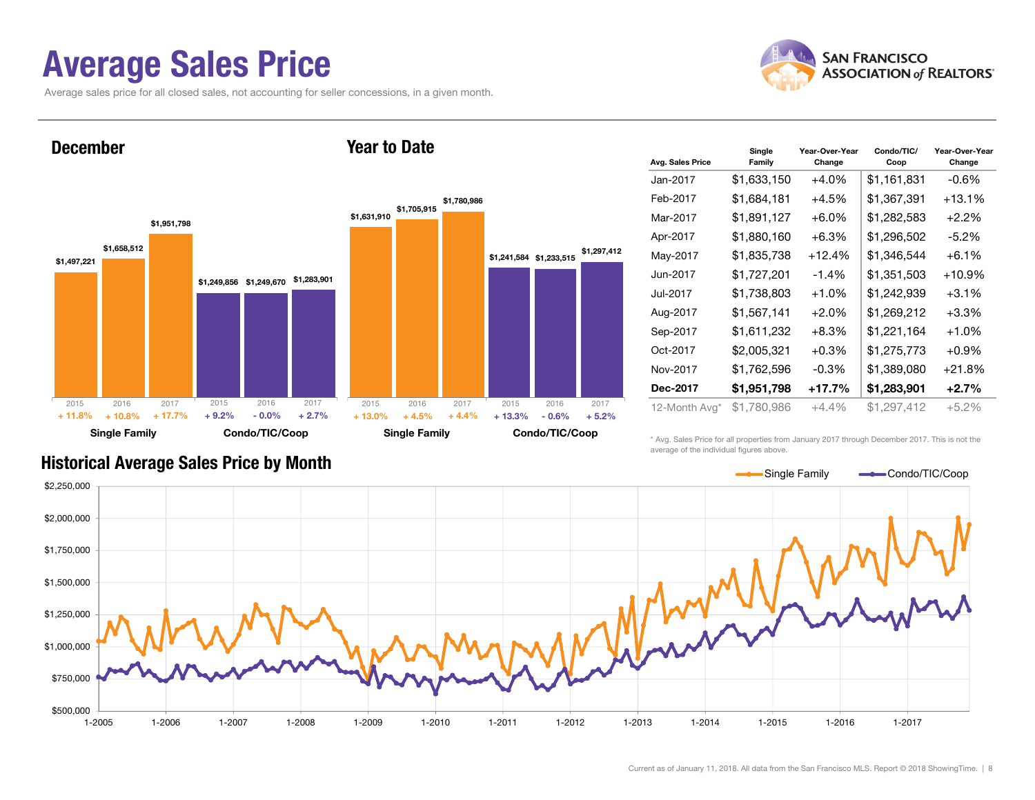# Average Sales Price

Average sales price for all closed sales, not accounting for seller concessions, in a given month.

SAN FRANCISCO ASSOCIATION of REALTORS®

## December

$1,497,221
$1,658,512
$1,951,798
$1,249,856
$1,249,670
$1,283,901

2015 2016 2017 2015 2016 2017

+ 11.8% + 10.8% + 17.7% + 9.2% - 0.0% + 2.7%

Single Family
Condo/TIC/Coop

## Year to Date

$1,631,910
$1,705,915
$1,780,986
$1,241,584
$1,233,515
$1,297,412

2015 2016 2017 2015 2016 2017

+ 13.0% + 4.5% + 4.4% + 13.3% - 0.6% + 5.2%

Single Family
Condo/TIC/Coop

| Avg. Sales Price | Single Family | Year-Over-Year Change | Condo/TIC/ Coop | Year-Over-Year Change |
|---|---|---|---|---|
| Jan-2017 | $1,633,150 | +4.0% | $1,161,831 | -0.6% |
| Feb-2017 | $1,684,181 | +4.5% | $1,367,391 | +13.1% |
| Mar-2017 | $1,891,127 | +6.0% | $1,282,583 | +2.2% |
| Apr-2017 | $1,880,160 | +6.3% | $1,296,502 | -5.2% |
| May-2017 | $1,835,738 | +12.4% | $1,346,544 | +6.1% |
| Jun-2017 | $1,727,201 | -1.4% | $1,351,503 | +10.9% |
| Jul-2017 | $1,738,803 | +1.0% | $1,242,939 | +3.1% |
| Aug-2017 | $1,567,141 | +2.0% | $1,269,212 | +3.3% |
| Sep-2017 | $1,611,232 | +8.3% | $1,221,164 | +1.0% |
| Oct-2017 | $2,005,321 | +0.3% | $1,275,773 | +0.9% |
| Nov-2017 | $1,762,596 | -0.3% | $1,389,080 | +21.8% |
| **Dec-2017** | **$1,951,798** | **+17.7%** | **$1,283,901** | **+2.7%** |
| 12-Month Avg* | $1,780,986 | +4.4% | $1,297,412 | +5.2% |

\* Avg. Sales Price for all properties from January 2017 through December 2017. This is not the average of the individual figures above.

## Historical Average Sales Price by Month

Single Family
Condo/TIC/Coop

$2,250,000
$2,000,000
$1,750,000
$1,500,000
$1,250,000
$1,000,000
$750,000
$500,000

1-2005 1-2006 1-2007 1-2008 1-2009 1-2010 1-2011 1-2012 1-2013 1-2014 1-2015 1-2016 1-2017

Current as of January 11, 2018. All data from the San Francisco MLS. Report © 2018 ShowingTime.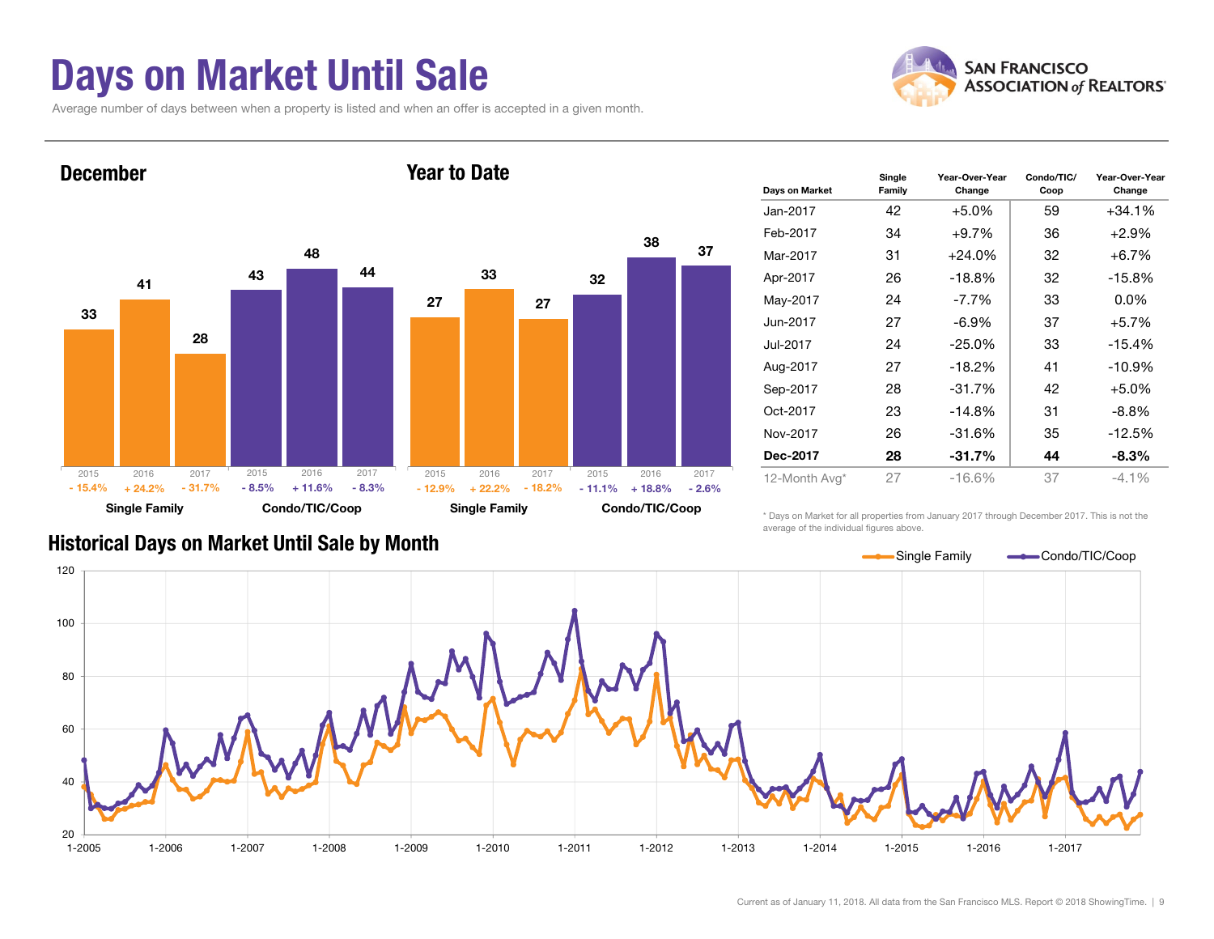# Days on Market Until Sale

Average number of days between when a property is listed and when an offer is accepted in a given month.

SAN FRANCISCO ASSOCIATION of REALTORS®

## December

33
41
28
43
48
44

2015 2016 2017 2015 2016 2017

- 15.4% + 24.2% - 31.7% - 8.5% + 11.6% - 8.3%

Single Family Condo/TIC/Coop

## Year to Date

27
33
27
32
38
37

2015 2016 2017 2015 2016 2017

- 12.9% + 22.2% - 18.2% - 11.1% + 18.8% - 2.6%

Single Family Condo/TIC/Coop

| Days on Market | Single Family | Year-Over-Year Change | Condo/TIC/Coop | Year-Over-Year Change |
|---|---|---|---|---|
| Jan-2017 | 42 | +5.0% | 59 | +34.1% |
| Feb-2017 | 34 | +9.7% | 36 | +2.9% |
| Mar-2017 | 31 | +24.0% | 32 | +6.7% |
| Apr-2017 | 26 | -18.8% | 32 | -15.8% |
| May-2017 | 24 | -7.7% | 33 | 0.0% |
| Jun-2017 | 27 | -6.9% | 37 | +5.7% |
| Jul-2017 | 24 | -25.0% | 33 | -15.4% |
| Aug-2017 | 27 | -18.2% | 41 | -10.9% |
| Sep-2017 | 28 | -31.7% | 42 | +5.0% |
| Oct-2017 | 23 | -14.8% | 31 | -8.8% |
| Nov-2017 | 26 | -31.6% | 35 | -12.5% |
| **Dec-2017** | **28** | **-31.7%** | **44** | **-8.3%** |
| 12-Month Avg* | 27 | -16.6% | 37 | -4.1% |

\* Days on Market for all properties from January 2017 through December 2017. This is not the average of the individual figures above.

## Historical Days on Market Until Sale by Month

Single Family
Condo/TIC/Coop

120
100
80
60
40
20

1-2005 1-2006 1-2007 1-2008 1-2009 1-2010 1-2011 1-2012 1-2013 1-2014 1-2015 1-2016 1-2017

Current as of January 11, 2018. All data from the San Francisco MLS. Report © 2018 ShowingTime.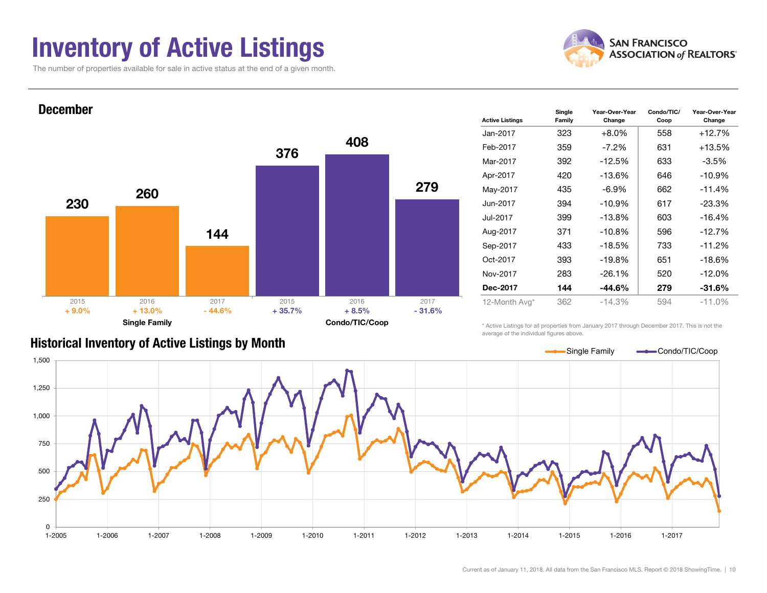# Inventory of Active Listings

The number of properties available for sale in active status at the end of a given month.

SAN FRANCISCO ASSOCIATION of REALTORS®

## December

230
260
144
376
408
279

2015
+ 9.0%
2016
+ 13.0%
2017
- 44.6%
Single Family

2015
+ 35.7%
2016
+ 8.5%
2017
- 31.6%
Condo/TIC/Coop

| Active Listings | Single Family | Year-Over-Year Change | Condo/TIC/Coop | Year-Over-Year Change |
|---|---|---|---|---|
| Jan-2017 | 323 | +8.0% | 558 | +12.7% |
| Feb-2017 | 359 | -7.2% | 631 | +13.5% |
| Mar-2017 | 392 | -12.5% | 633 | -3.5% |
| Apr-2017 | 420 | -13.6% | 646 | -10.9% |
| May-2017 | 435 | -6.9% | 662 | -11.4% |
| Jun-2017 | 394 | -10.9% | 617 | -23.3% |
| Jul-2017 | 399 | -13.8% | 603 | -16.4% |
| Aug-2017 | 371 | -10.8% | 596 | -12.7% |
| Sep-2017 | 433 | -18.5% | 733 | -11.2% |
| Oct-2017 | 393 | -19.8% | 651 | -18.6% |
| Nov-2017 | 283 | -26.1% | 520 | -12.0% |
| **Dec-2017** | **144** | **-44.6%** | **279** | **-31.6%** |
| 12-Month Avg* | 362 | -14.3% | 594 | -11.0% |

\* Active Listings for all properties from January 2017 through December 2017. This is not the average of the individual figures above.

## Historical Inventory of Active Listings by Month

Single Family
Condo/TIC/Coop

1,500
1,250
1,000
750
500
250
0

1-2005
1-2006
1-2007
1-2008
1-2009
1-2010
1-2011
1-2012
1-2013
1-2014
1-2015
1-2016
1-2017

Current as of January 11, 2018. All data from the San Francisco MLS. Report © 2018 ShowingTime.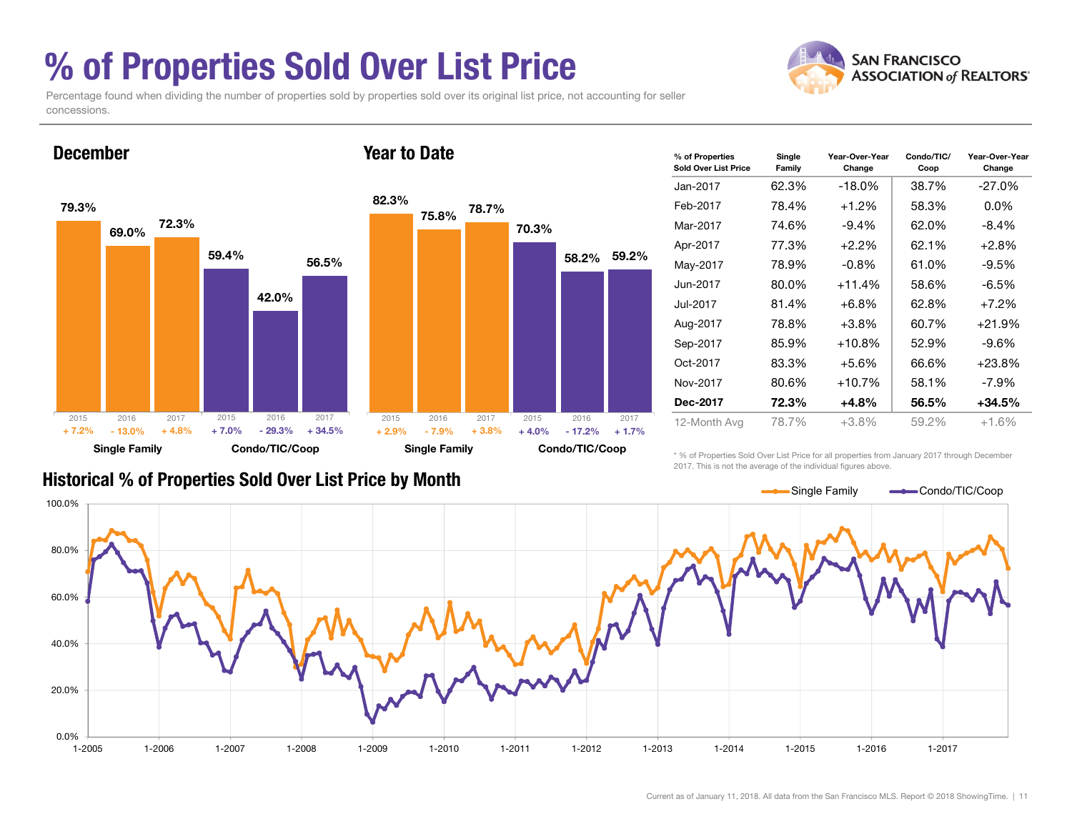# % of Properties Sold Over List Price

Percentage found when dividing the number of properties sold by properties sold over its original list price, not accounting for seller concessions.

## December

79.3%
69.0%
72.3%
59.4%
42.0%
56.5%

2015 2016 2017 2015 2016 2017

+ 7.2% - 13.0% + 4.8% + 7.0% - 29.3% + 34.5%

Single Family    Condo/TIC/Coop

## Year to Date

82.3%
75.8%
78.7%
70.3%
58.2%
59.2%

2015 2016 2017 2015 2016 2017

+ 2.9% - 7.9% + 3.8% + 4.0% - 17.2% + 1.7%

Single Family    Condo/TIC/Coop

| % of Properties Sold Over List Price | Single Family | Year-Over-Year Change | Condo/TIC/Coop | Year-Over-Year Change |
|---|---|---|---|---|
| Jan-2017 | 62.3% | -18.0% | 38.7% | -27.0% |
| Feb-2017 | 78.4% | +1.2% | 58.3% | 0.0% |
| Mar-2017 | 74.6% | -9.4% | 62.0% | -8.4% |
| Apr-2017 | 77.3% | +2.2% | 62.1% | +2.8% |
| May-2017 | 78.9% | -0.8% | 61.0% | -9.5% |
| Jun-2017 | 80.0% | +11.4% | 58.6% | -6.5% |
| Jul-2017 | 81.4% | +6.8% | 62.8% | +7.2% |
| Aug-2017 | 78.8% | +3.8% | 60.7% | +21.9% |
| Sep-2017 | 85.9% | +10.8% | 52.9% | -9.6% |
| Oct-2017 | 83.3% | +5.6% | 66.6% | +23.8% |
| Nov-2017 | 80.6% | +10.7% | 58.1% | -7.9% |
| **Dec-2017** | **72.3%** | **+4.8%** | **56.5%** | **+34.5%** |
| 12-Month Avg | 78.7% | +3.8% | 59.2% | +1.6% |

* % of Properties Sold Over List Price for all properties from January 2017 through December 2017. This is not the average of the individual figures above.

## Historical % of Properties Sold Over List Price by Month

Single Family
Condo/TIC/Coop

100.0%
80.0%
60.0%
40.0%
20.0%
0.0%

1-2005 1-2006 1-2007 1-2008 1-2009 1-2010 1-2011 1-2012 1-2013 1-2014 1-2015 1-2016 1-2017

Current as of January 11, 2018. All data from the San Francisco MLS. Report © 2018 ShowingTime.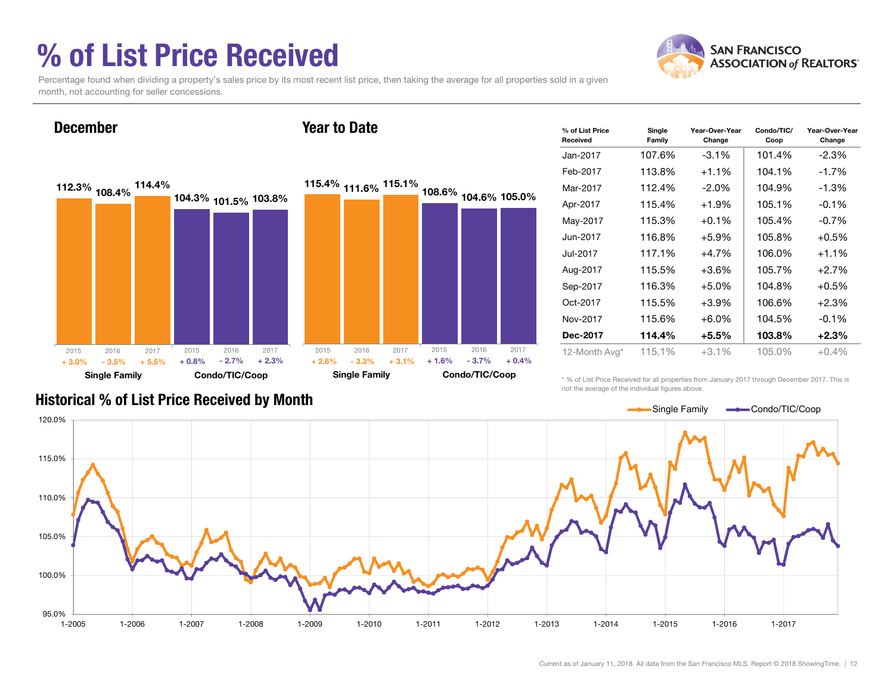# % of List Price Received

Percentage found when dividing a property's sales price by its most recent list price, then taking the average for all properties sold in a given month, not accounting for seller concessions.

## December

112.3% 108.4% 114.4% 104.3% 101.5% 103.8%

2015 2016 2017 2015 2016 2017

+ 3.0% - 3.5% + 5.5% + 0.8% - 2.7% + 2.3%

Single Family Condo/TIC/Coop

## Year to Date

115.4% 111.6% 115.1% 108.6% 104.6% 105.0%

2015 2016 2017 2015 2016 2017

+ 2.8% - 3.3% + 3.1% + 1.6% - 3.7% + 0.4%

Single Family Condo/TIC/Coop

| % of List Price Received | Single Family | Year-Over-Year Change | Condo/TIC/ Coop | Year-Over-Year Change |
|---|---|---|---|---|
| Jan-2017 | 107.6% | -3.1% | 101.4% | -2.3% |
| Feb-2017 | 113.8% | +1.1% | 104.1% | -1.7% |
| Mar-2017 | 112.4% | -2.0% | 104.9% | -1.3% |
| Apr-2017 | 115.4% | +1.9% | 105.1% | -0.1% |
| May-2017 | 115.3% | +0.1% | 105.4% | -0.7% |
| Jun-2017 | 116.8% | +5.9% | 105.8% | +0.5% |
| Jul-2017 | 117.1% | +4.7% | 106.0% | +1.1% |
| Aug-2017 | 115.5% | +3.6% | 105.7% | +2.7% |
| Sep-2017 | 116.3% | +5.0% | 104.8% | +0.5% |
| Oct-2017 | 115.5% | +3.9% | 106.6% | +2.3% |
| Nov-2017 | 115.6% | +6.0% | 104.5% | -0.1% |
| **Dec-2017** | **114.4%** | **+5.5%** | **103.8%** | **+2.3%** |
| 12-Month Avg* | 115.1% | +3.1% | 105.0% | +0.4% |

\* % of List Price Received for all properties from January 2017 through December 2017. This is not the average of the individual figures above.

## Historical % of List Price Received by Month

Single Family Condo/TIC/Coop

120.0% 115.0% 110.0% 105.0% 100.0% 95.0%

1-2005 1-2006 1-2007 1-2008 1-2009 1-2010 1-2011 1-2012 1-2013 1-2014 1-2015 1-2016 1-2017

Current as of January 11, 2018. All data from the San Francisco MLS. Report © 2018 ShowingTime.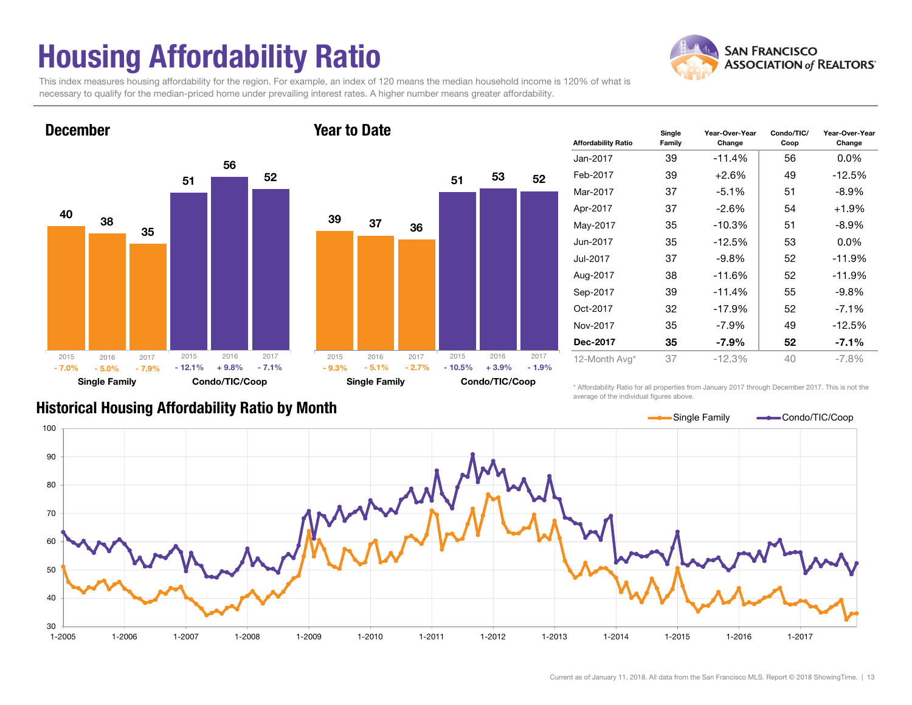# Housing Affordability Ratio

This index measures housing affordability for the region. For example, an index of 120 means the median household income is 120% of what is necessary to qualify for the median-priced home under prevailing interest rates. A higher number means greater affordability.

SAN FRANCISCO ASSOCIATION of REALTORS®

## December

40
38
35
51
56
52

2015 2016 2017 2015 2016 2017

- 7.0% - 5.0% - 7.9% - 12.1% + 9.8% - 7.1%

Single Family Condo/TIC/Coop

## Year to Date

39
37
36
51
53
52

2015 2016 2017 2015 2016 2017

- 9.3% - 5.1% - 2.7% - 10.5% + 3.9% - 1.9%

Single Family Condo/TIC/Coop

| Affordability Ratio | Single Family | Year-Over-Year Change | Condo/TIC/ Coop | Year-Over-Year Change |
|---|---|---|---|---|
| Jan-2017 | 39 | -11.4% | 56 | 0.0% |
| Feb-2017 | 39 | +2.6% | 49 | -12.5% |
| Mar-2017 | 37 | -5.1% | 51 | -8.9% |
| Apr-2017 | 37 | -2.6% | 54 | +1.9% |
| May-2017 | 35 | -10.3% | 51 | -8.9% |
| Jun-2017 | 35 | -12.5% | 53 | 0.0% |
| Jul-2017 | 37 | -9.8% | 52 | -11.9% |
| Aug-2017 | 38 | -11.6% | 52 | -11.9% |
| Sep-2017 | 39 | -11.4% | 55 | -9.8% |
| Oct-2017 | 32 | -17.9% | 52 | -7.1% |
| Nov-2017 | 35 | -7.9% | 49 | -12.5% |
| **Dec-2017** | **35** | **-7.9%** | **52** | **-7.1%** |
| 12-Month Avg* | 37 | -12.3% | 40 | -7.8% |

\* Affordability Ratio for all properties from January 2017 through December 2017. This is not the average of the individual figures above.

## Historical Housing Affordability Ratio by Month

Single Family
Condo/TIC/Coop

100
90
80
70
60
50
40
30

1-2005 1-2006 1-2007 1-2008 1-2009 1-2010 1-2011 1-2012 1-2013 1-2014 1-2015 1-2016 1-2017

Current as of January 11, 2018. All data from the San Francisco MLS. Report © 2018 ShowingTime.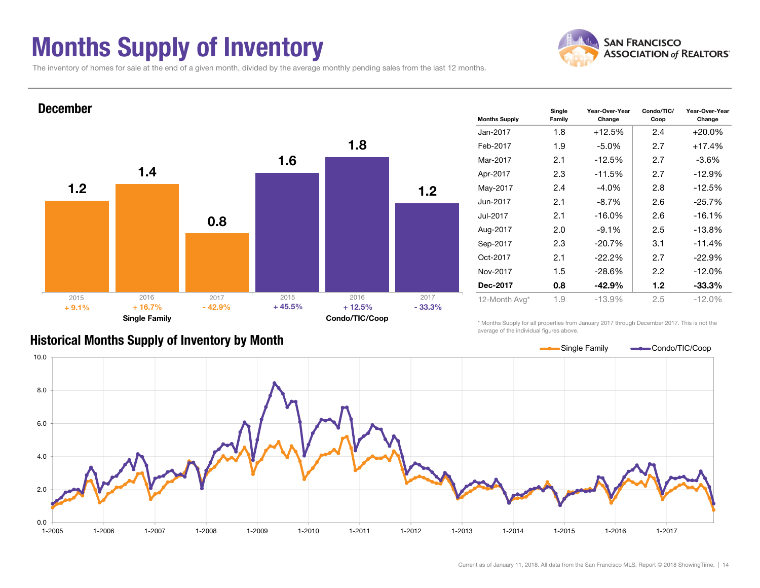# Months Supply of Inventory

The inventory of homes for sale at the end of a given month, divided by the average monthly pending sales from the last 12 months.

SAN FRANCISCO ASSOCIATION of REALTORS®

## December

1.2
1.4
0.8
1.6
1.8
1.2

2015
+ 9.1%
2016
+ 16.7%
2017
- 42.9%
Single Family

2015
+ 45.5%
2016
+ 12.5%
2017
- 33.3%
Condo/TIC/Coop

| Months Supply | Single Family | Year-Over-Year Change | Condo/TIC/Coop | Year-Over-Year Change |
|---|---|---|---|---|
| Jan-2017 | 1.8 | +12.5% | 2.4 | +20.0% |
| Feb-2017 | 1.9 | -5.0% | 2.7 | +17.4% |
| Mar-2017 | 2.1 | -12.5% | 2.7 | -3.6% |
| Apr-2017 | 2.3 | -11.5% | 2.7 | -12.9% |
| May-2017 | 2.4 | -4.0% | 2.8 | -12.5% |
| Jun-2017 | 2.1 | -8.7% | 2.6 | -25.7% |
| Jul-2017 | 2.1 | -16.0% | 2.6 | -16.1% |
| Aug-2017 | 2.0 | -9.1% | 2.5 | -13.8% |
| Sep-2017 | 2.3 | -20.7% | 3.1 | -11.4% |
| Oct-2017 | 2.1 | -22.2% | 2.7 | -22.9% |
| Nov-2017 | 1.5 | -28.6% | 2.2 | -12.0% |
| **Dec-2017** | **0.8** | **-42.9%** | **1.2** | **-33.3%** |
| 12-Month Avg* | 1.9 | -13.9% | 2.5 | -12.0% |

\* Months Supply for all properties from January 2017 through December 2017. This is not the average of the individual figures above.

## Historical Months Supply of Inventory by Month

Single Family
Condo/TIC/Coop

10.0
8.0
6.0
4.0
2.0
0.0

1-2005
1-2006
1-2007
1-2008
1-2009
1-2010
1-2011
1-2012
1-2013
1-2014
1-2015
1-2016
1-2017

Current as of January 11, 2018. All data from the San Francisco MLS. Report © 2018 ShowingTime.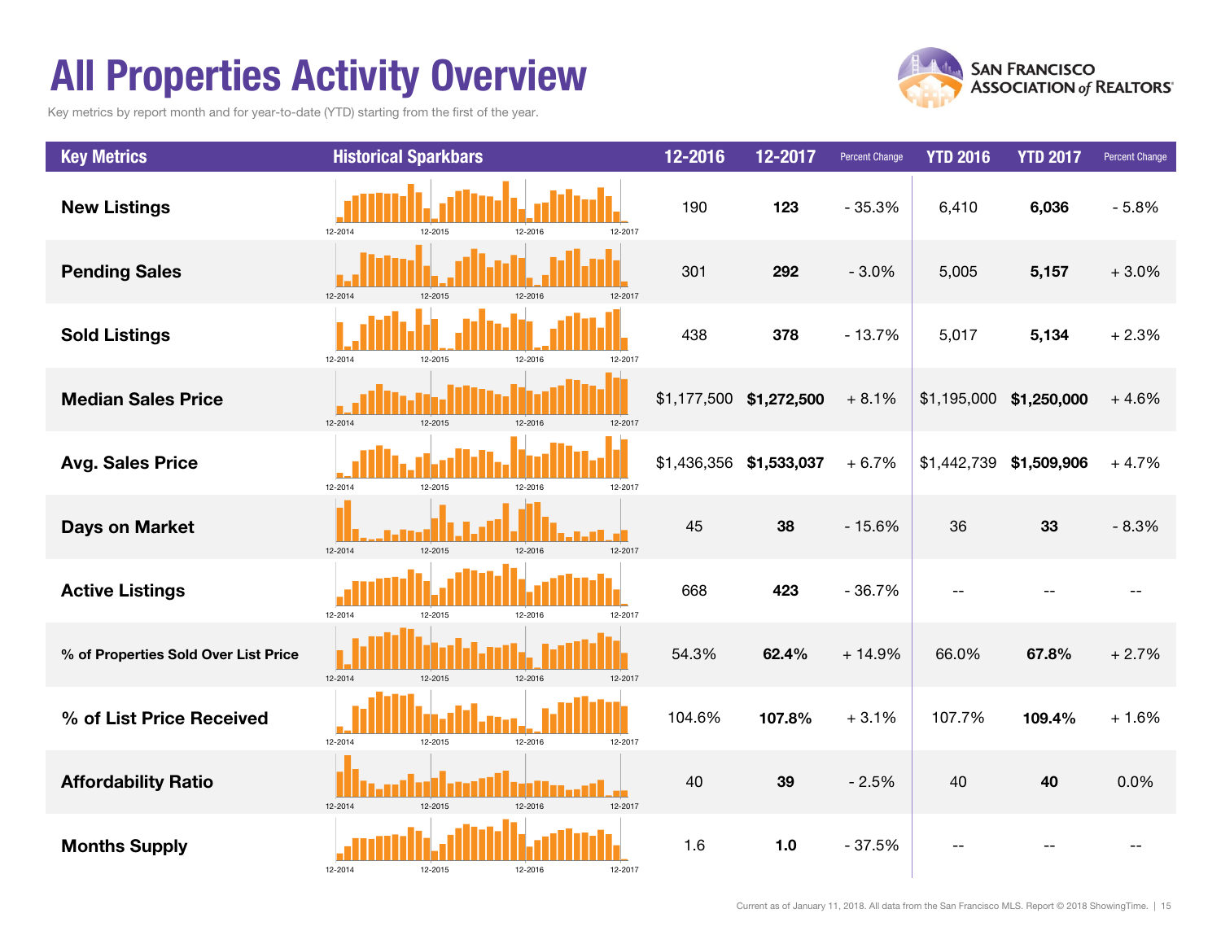# All Properties Activity Overview

Key metrics by report month and for year-to-date (YTD) starting from the first of the year.

| Key Metrics | Historical Sparkbars | 12-2016 | 12-2017 | Percent Change | YTD 2016 | YTD 2017 | Percent Change |
|---|---|---|---|---|---|---|---|
| New Listings | 12-2014 12-2015 12-2016 12-2017 | 190 | **123** | - 35.3% | 6,410 | **6,036** | - 5.8% |
| Pending Sales | 12-2014 12-2015 12-2016 12-2017 | 301 | **292** | - 3.0% | 5,005 | **5,157** | + 3.0% |
| Sold Listings | 12-2014 12-2015 12-2016 12-2017 | 438 | **378** | - 13.7% | 5,017 | **5,134** | + 2.3% |
| Median Sales Price | 12-2014 12-2015 12-2016 12-2017 | $1,177,500 | **$1,272,500** | + 8.1% | $1,195,000 | **$1,250,000** | + 4.6% |
| Avg. Sales Price | 12-2014 12-2015 12-2016 12-2017 | $1,436,356 | **$1,533,037** | + 6.7% | $1,442,739 | **$1,509,906** | + 4.7% |
| Days on Market | 12-2014 12-2015 12-2016 12-2017 | 45 | **38** | - 15.6% | 36 | **33** | - 8.3% |
| Active Listings | 12-2014 12-2015 12-2016 12-2017 | 668 | **423** | - 36.7% | -- | -- | -- |
| % of Properties Sold Over List Price | 12-2014 12-2015 12-2016 12-2017 | 54.3% | **62.4%** | + 14.9% | 66.0% | **67.8%** | + 2.7% |
| % of List Price Received | 12-2014 12-2015 12-2016 12-2017 | 104.6% | **107.8%** | + 3.1% | 107.7% | **109.4%** | + 1.6% |
| Affordability Ratio | 12-2014 12-2015 12-2016 12-2017 | 40 | **39** | - 2.5% | 40 | **40** | 0.0% |
| Months Supply | 12-2014 12-2015 12-2016 12-2017 | 1.6 | **1.0** | - 37.5% | -- | -- | -- |

Current as of January 11, 2018. All data from the San Francisco MLS. Report © 2018 ShowingTime.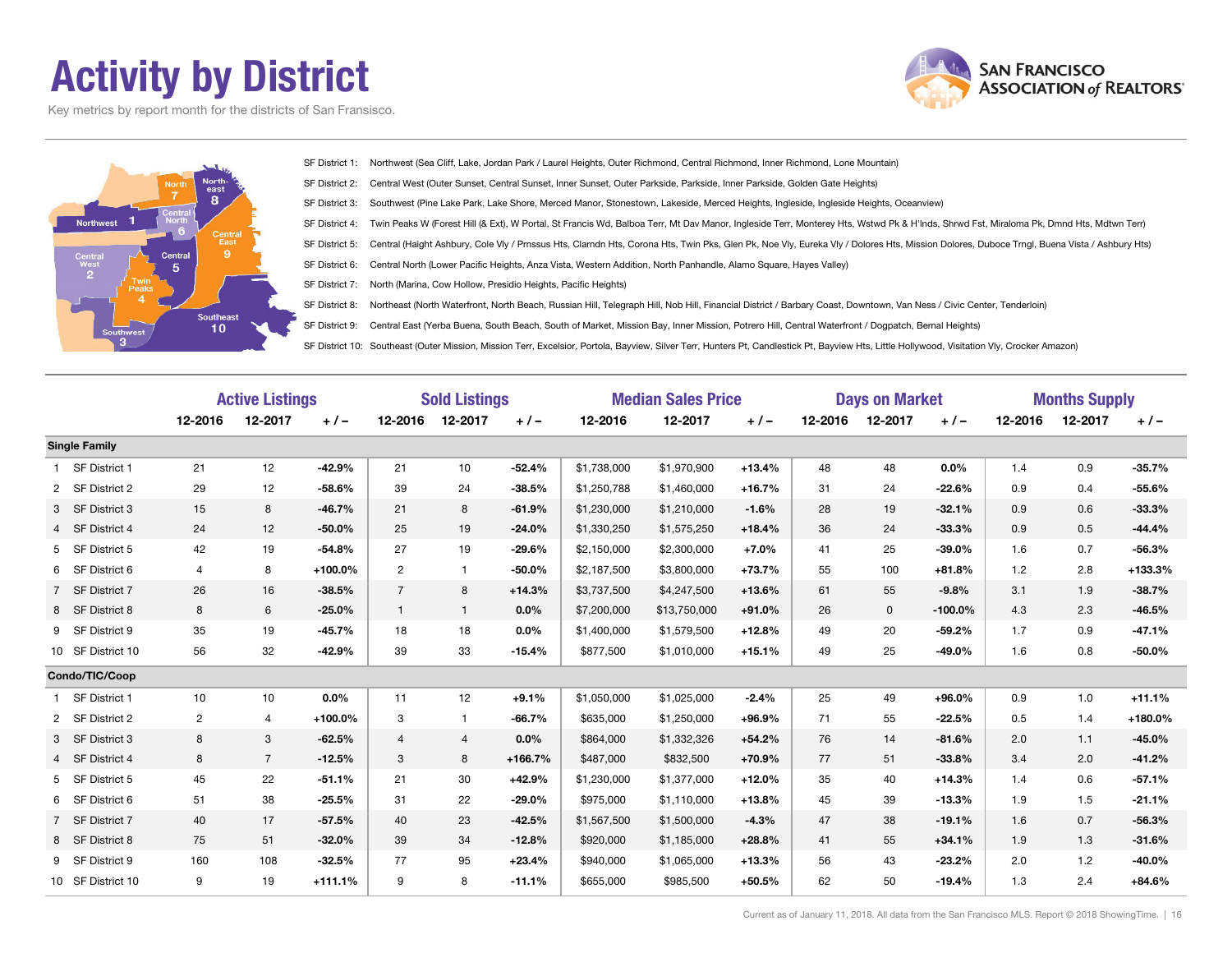# Activity by District

Key metrics by report month for the districts of San Fransisco.

SAN FRANCISCO ASSOCIATION of REALTORS®

SF District 1: Northwest (Sea Cliff, Lake, Jordan Park / Laurel Heights, Outer Richmond, Central Richmond, Inner Richmond, Lone Mountain)

SF District 2: Central West (Outer Sunset, Central Sunset, Inner Sunset, Outer Parkside, Parkside, Inner Parkside, Golden Gate Heights)

SF District 3: Southwest (Pine Lake Park, Lake Shore, Merced Manor, Stonestown, Lakeside, Merced Heights, Ingleside, Ingleside Heights, Oceanview)

SF District 4: Twin Peaks W (Forest Hill (& Ext), W Portal, St Francis Wd, Balboa Terr, Mt Dav Manor, Ingleside Terr, Monterey Hts, Wstwd Pk & H'lnds, Shrwd Fst, Miraloma Pk, Dmnd Hts, Mdtwn Terr)

SF District 5: Central (Haight Ashbury, Cole Vly / Prnssus Hts, Clarndn Hts, Corona Hts, Twin Pks, Glen Pk, Noe Vly, Eureka Vly / Dolores Hts, Mission Dolores, Duboce Trngl, Buena Vista / Ashbury Hts)

SF District 6: Central North (Lower Pacific Heights, Anza Vista, Western Addition, North Panhandle, Alamo Square, Hayes Valley)

SF District 7: North (Marina, Cow Hollow, Presidio Heights, Pacific Heights)

SF District 8: Northeast (North Waterfront, North Beach, Russian Hill, Telegraph Hill, Nob Hill, Financial District / Barbary Coast, Downtown, Van Ness / Civic Center, Tenderloin)

SF District 9: Central East (Yerba Buena, South Beach, South of Market, Mission Bay, Inner Mission, Potrero Hill, Central Waterfront / Dogpatch, Bernal Heights)

SF District 10: Southeast (Outer Mission, Mission Terr, Excelsior, Portola, Bayview, Silver Terr, Hunters Pt, Candlestick Pt, Bayview Hts, Little Hollywood, Visitation Vly, Crocker Amazon)

| | | Active Listings | | | Sold Listings | | | Median Sales Price | | | Days on Market | | | Months Supply | | |
|---|---|---|---|---|---|---|---|---|---|---|---|---|---|---|---|---|
| | | 12-2016 | 12-2017 | + / – | 12-2016 | 12-2017 | + / – | 12-2016 | 12-2017 | + / – | 12-2016 | 12-2017 | + / – | 12-2016 | 12-2017 | + / – |
| **Single Family** | | | | | | | | | | | | | | | | |
| 1 | SF District 1 | 21 | 12 | **-42.9%** | 21 | 10 | **-52.4%** | $1,738,000 | $1,970,900 | **+13.4%** | 48 | 48 | **0.0%** | 1.4 | 0.9 | **-35.7%** |
| 2 | SF District 2 | 29 | 12 | **-58.6%** | 39 | 24 | **-38.5%** | $1,250,788 | $1,460,000 | **+16.7%** | 31 | 24 | **-22.6%** | 0.9 | 0.4 | **-55.6%** |
| 3 | SF District 3 | 15 | 8 | **-46.7%** | 21 | 8 | **-61.9%** | $1,230,000 | $1,210,000 | **-1.6%** | 28 | 19 | **-32.1%** | 0.9 | 0.6 | **-33.3%** |
| 4 | SF District 4 | 24 | 12 | **-50.0%** | 25 | 19 | **-24.0%** | $1,330,250 | $1,575,250 | **+18.4%** | 36 | 24 | **-33.3%** | 0.9 | 0.5 | **-44.4%** |
| 5 | SF District 5 | 42 | 19 | **-54.8%** | 27 | 19 | **-29.6%** | $2,150,000 | $2,300,000 | **+7.0%** | 41 | 25 | **-39.0%** | 1.6 | 0.7 | **-56.3%** |
| 6 | SF District 6 | 4 | 8 | **+100.0%** | 2 | 1 | **-50.0%** | $2,187,500 | $3,800,000 | **+73.7%** | 55 | 100 | **+81.8%** | 1.2 | 2.8 | **+133.3%** |
| 7 | SF District 7 | 26 | 16 | **-38.5%** | 7 | 8 | **+14.3%** | $3,737,500 | $4,247,500 | **+13.6%** | 61 | 55 | **-9.8%** | 3.1 | 1.9 | **-38.7%** |
| 8 | SF District 8 | 8 | 6 | **-25.0%** | 1 | 1 | **0.0%** | $7,200,000 | $13,750,000 | **+91.0%** | 26 | 0 | **-100.0%** | 4.3 | 2.3 | **-46.5%** |
| 9 | SF District 9 | 35 | 19 | **-45.7%** | 18 | 18 | **0.0%** | $1,400,000 | $1,579,500 | **+12.8%** | 49 | 20 | **-59.2%** | 1.7 | 0.9 | **-47.1%** |
| 10 | SF District 10 | 56 | 32 | **-42.9%** | 39 | 33 | **-15.4%** | $877,500 | $1,010,000 | **+15.1%** | 49 | 25 | **-49.0%** | 1.6 | 0.8 | **-50.0%** |
| **Condo/TIC/Coop** | | | | | | | | | | | | | | | | |
| 1 | SF District 1 | 10 | 10 | **0.0%** | 11 | 12 | **+9.1%** | $1,050,000 | $1,025,000 | **-2.4%** | 25 | 49 | **+96.0%** | 0.9 | 1.0 | **+11.1%** |
| 2 | SF District 2 | 2 | 4 | **+100.0%** | 3 | 1 | **-66.7%** | $635,000 | $1,250,000 | **+96.9%** | 71 | 55 | **-22.5%** | 0.5 | 1.4 | **+180.0%** |
| 3 | SF District 3 | 8 | 3 | **-62.5%** | 4 | 4 | **0.0%** | $864,000 | $1,332,326 | **+54.2%** | 76 | 14 | **-81.6%** | 2.0 | 1.1 | **-45.0%** |
| 4 | SF District 4 | 8 | 7 | **-12.5%** | 3 | 8 | **+166.7%** | $487,000 | $832,500 | **+70.9%** | 77 | 51 | **-33.8%** | 3.4 | 2.0 | **-41.2%** |
| 5 | SF District 5 | 45 | 22 | **-51.1%** | 21 | 30 | **+42.9%** | $1,230,000 | $1,377,000 | **+12.0%** | 35 | 40 | **+14.3%** | 1.4 | 0.6 | **-57.1%** |
| 6 | SF District 6 | 51 | 38 | **-25.5%** | 31 | 22 | **-29.0%** | $975,000 | $1,110,000 | **+13.8%** | 45 | 39 | **-13.3%** | 1.9 | 1.5 | **-21.1%** |
| 7 | SF District 7 | 40 | 17 | **-57.5%** | 40 | 23 | **-42.5%** | $1,567,500 | $1,500,000 | **-4.3%** | 47 | 38 | **-19.1%** | 1.6 | 0.7 | **-56.3%** |
| 8 | SF District 8 | 75 | 51 | **-32.0%** | 39 | 34 | **-12.8%** | $920,000 | $1,185,000 | **+28.8%** | 41 | 55 | **+34.1%** | 1.9 | 1.3 | **-31.6%** |
| 9 | SF District 9 | 160 | 108 | **-32.5%** | 77 | 95 | **+23.4%** | $940,000 | $1,065,000 | **+13.3%** | 56 | 43 | **-23.2%** | 2.0 | 1.2 | **-40.0%** |
| 10 | SF District 10 | 9 | 19 | **+111.1%** | 9 | 8 | **-11.1%** | $655,000 | $985,500 | **+50.5%** | 62 | 50 | **-19.4%** | 1.3 | 2.4 | **+84.6%** |

Current as of January 11, 2018. All data from the San Francisco MLS. Report © 2018 ShowingTime.